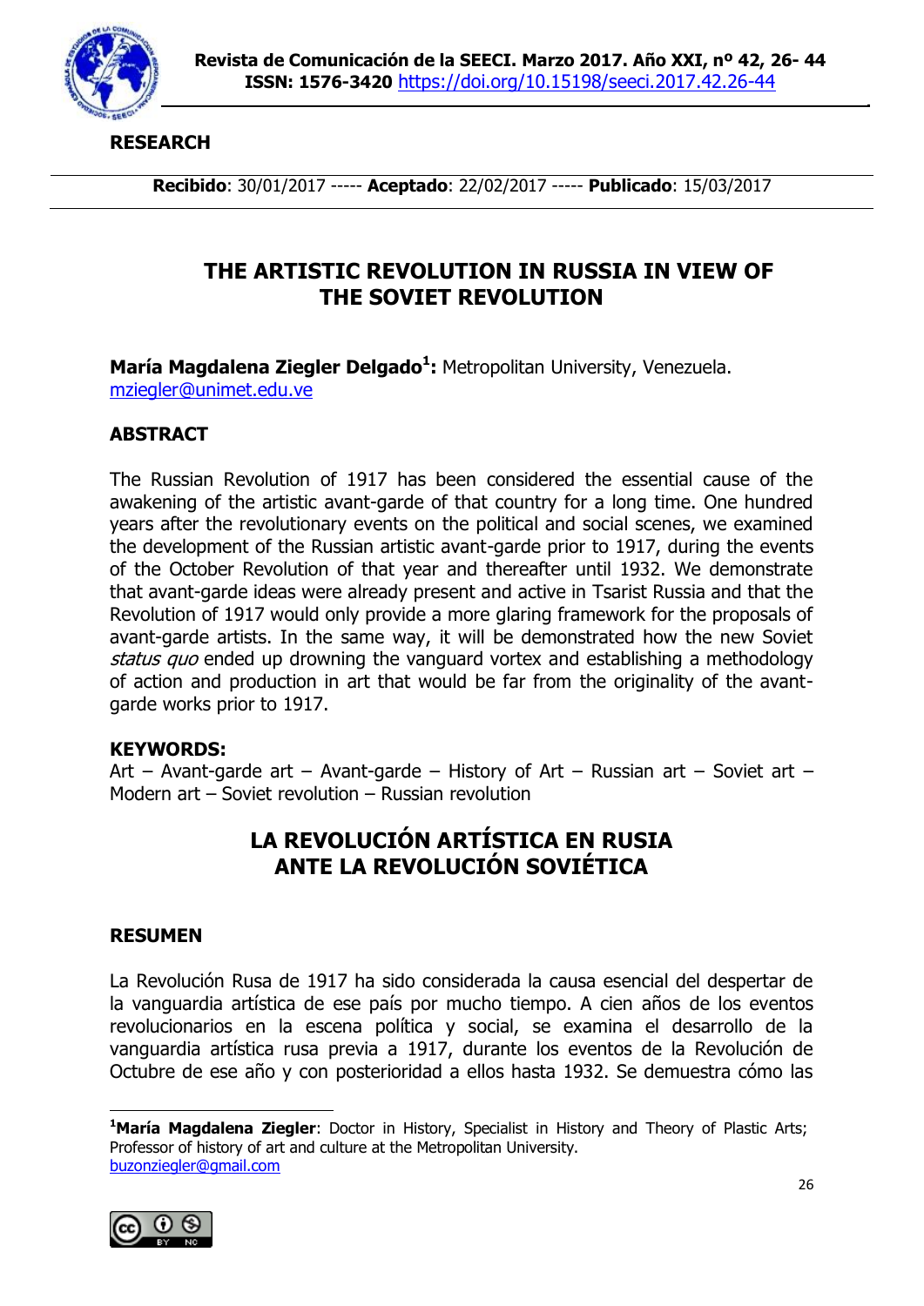**RESEARCH**

**Recibido**: 30/01/2017 ----- **Aceptado**: 22/02/2017 ----- **Publicado**: 15/03/2017

# THE ARTISTIC REVOLUTION IN RUSSIA IN VIEW OF THE SOVIET REVOLUTION

**María Magdalena Ziegler Delgado[1]:** Metropolitan University, Venezuela.
mziegler@unimet.edu.ve

## ABSTRACT

The Russian Revolution of 1917 has been considered the essential cause of the awakening of the artistic avant-garde of that country for a long time. One hundred years after the revolutionary events on the political and social scenes, we examined the development of the Russian artistic avant-garde prior to 1917, during the events of the October Revolution of that year and thereafter until 1932. We demonstrate that avant-garde ideas were already present and active in Tsarist Russia and that the Revolution of 1917 would only provide a more glaring framework for the proposals of avant-garde artists. In the same way, it will be demonstrated how the Soviet *status quo* ended up drowning the vanguard vortex and establishing a methodology of action and production in art that would be far from the originality of the avant-garde works prior to 1917.

**KEYWORDS:**
Art – Avant-garde art – Avant-garde – History of Art – Russian art – Soviet art – Modern art – Soviet revolution – Russian revolution

# LA REVOLUCIÓN ARTÍSTICA EN RUSIA ANTE LA REVOLUCIÓN SOVIÉTICA

## RESUMEN

La Revolución Rusa de 1917 ha sido considerada la causa esencial del despertar de la vanguardia artística de ese país por mucho tiempo. A cien años de los eventos revolucionarios en la escena política y social, se examina el desarrollo de la vanguardia artística rusa previa a 1917, durante los eventos de la Revolución de Octubre de ese año y con posterioridad a ellos hasta 1932. Se demuestra cómo las

[1]**María Magdalena Ziegler**: Doctor in History, Specialist in History and Theory of Plastic Arts; Professor of history of art and culture at the Metropolitan University.
buzonziegler@gmail.com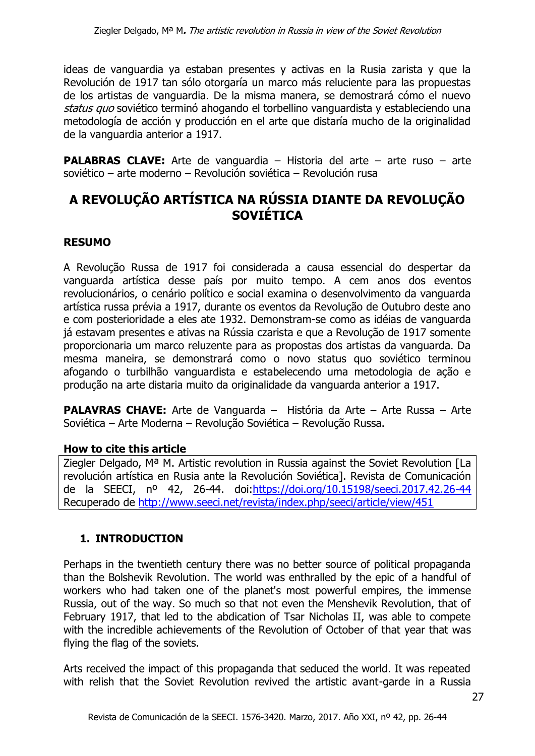ideas de vanguardia ya estaban presentes y activas en la Rusia zarista y que la Revolución de 1917 tan sólo otorgaría un marco más reluciente para las propuestas de los artistas de vanguardia. De la misma manera, se demostrará cómo el nuevo *status quo* soviético terminó ahogando el torbellino vanguardista y estableciendo una metodología de acción y producción en el arte que distaría mucho de la originalidad de la vanguardia anterior a 1917.

**PALABRAS CLAVE:** Arte de vanguardia – Historia del arte – arte ruso – arte soviético – arte moderno – Revolución soviética – Revolución rusa

## A REVOLUÇÃO ARTÍSTICA NA RÚSSIA DIANTE DA REVOLUÇÃO SOVIÉTICA

### RESUMO

A Revolução Russa de 1917 foi considerada a causa essencial do despertar da vanguarda artística desse país por muito tempo. A cem anos dos eventos revolucionários, o cenário político e social examina o desenvolvimento da vanguarda artística russa prévia a 1917, durante os eventos da Revolução de Outubro deste ano e com posterioridade a eles ate 1932. Demonstram-se como as idéias de vanguarda já estavam presentes e ativas na Rússia czarista e que a Revolução de 1917 somente proporcionaria um marco reluzente para as propostas dos artistas da vanguarda. Da mesma maneira, se demonstrará como o novo status quo soviético terminou afogando o turbilhão vanguardista e estabelecendo uma metodologia de ação e produção na arte distaria muito da originalidade da vanguarda anterior a 1917.

**PALAVRAS CHAVE:** Arte de Vanguarda – História da Arte – Arte Russa – Arte Soviética – Arte Moderna – Revolução Soviética – Revolução Russa.

**How to cite this article**

Ziegler Delgado, Mª M. Artistic revolution in Russia against the Soviet Revolution [La revolución artística en Rusia ante la Revolución Soviética]. Revista de Comunicación de la SEECI, nº 42, 26-44. doi:https://doi.org/10.15198/seeci.2017.42.26-44 Recuperado de http://www.seeci.net/revista/index.php/seeci/article/view/451

## 1. INTRODUCTION

Perhaps in the twentieth century there was no better source of political propaganda than the Bolshevik Revolution. The world was enthralled by the epic of a handful of workers who had taken one of the planet's most powerful empires, the immense Russia, out of the way. So much so that not even the Menshevik Revolution, that of February 1917, that led to the abdication of Tsar Nicholas II, was able to compete with the incredible achievements of the Revolution of October of that year that was flying the flag of the soviets.

Arts received the impact of this propaganda that seduced the world. It was repeated with relish that the Soviet Revolution revived the artistic avant-garde in a Russia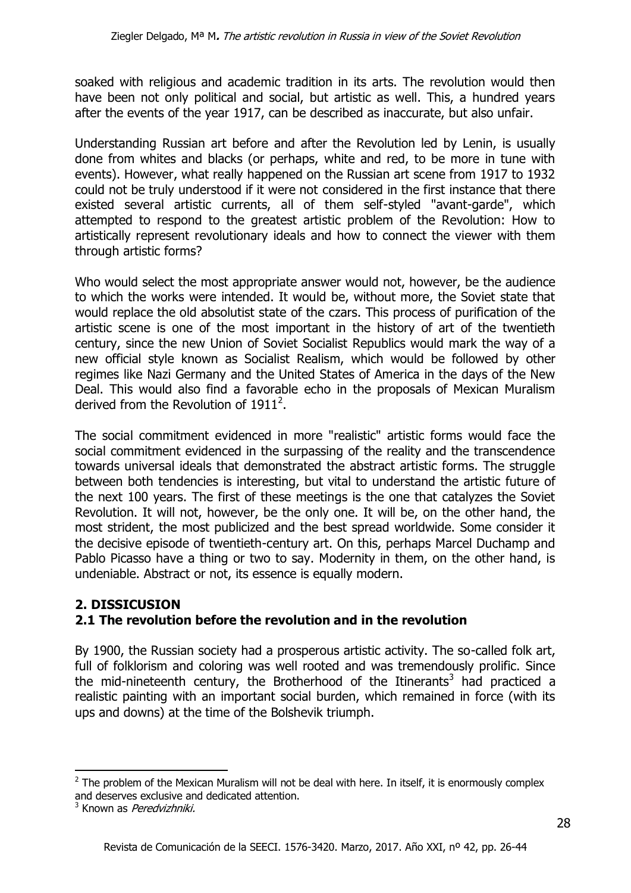soaked with religious and academic tradition in its arts. The revolution would then have been not only political and social, but artistic as well. This, a hundred years after the events of the year 1917, can be described as inaccurate, but also unfair.

Understanding Russian art before and after the Revolution led by Lenin, is usually done from whites and blacks (or perhaps, white and red, to be more in tune with events). However, what really happened on the Russian art scene from 1917 to 1932 could not be truly understood if it were not considered in the first instance that there existed several artistic currents, all of them self-styled "avant-garde", which attempted to respond to the greatest artistic problem of the Revolution: How to artistically represent revolutionary ideals and how to connect the viewer with them through artistic forms?

Who would select the most appropriate answer would not, however, be the audience to which the works were intended. It would be, without more, the Soviet state that would replace the old absolutist state of the czars. This process of purification of the artistic scene is one of the most important in the history of art of the twentieth century, since the new Union of Soviet Socialist Republics would mark the way of a new official style known as Socialist Realism, which would be followed by other regimes like Nazi Germany and the United States of America in the days of the New Deal. This would also find a favorable echo in the proposals of Mexican Muralism derived from the Revolution of 1911[2].

The social commitment evidenced in more "realistic" artistic forms would face the social commitment evidenced in the surpassing of the reality and the transcendence towards universal ideals that demonstrated the abstract artistic forms. The struggle between both tendencies is interesting, but vital to understand the artistic future of the next 100 years. The first of these meetings is the one that catalyzes the Soviet Revolution. It will not, however, be the only one. It will be, on the other hand, the most strident, the most publicized and the best spread worldwide. Some consider it the decisive episode of twentieth-century art. On this, perhaps Marcel Duchamp and Pablo Picasso have a thing or two to say. Modernity in them, on the other hand, is undeniable. Abstract or not, its essence is equally modern.

## 2. DISSICUSION

### 2.1 The revolution before the revolution and in the revolution

By 1900, the Russian society had a prosperous artistic activity. The so-called folk art, full of folklorism and coloring was well rooted and was tremendously prolific. Since the mid-nineteenth century, the Brotherhood of the Itinerants[3] had practiced a realistic painting with an important social burden, which remained in force (with its ups and downs) at the time of the Bolshevik triumph.

---

[2] The problem of the Mexican Muralism will not be deal with here. In itself, it is enormously complex and deserves exclusive and dedicated attention.

[3] Known as *Peredvizhniki.*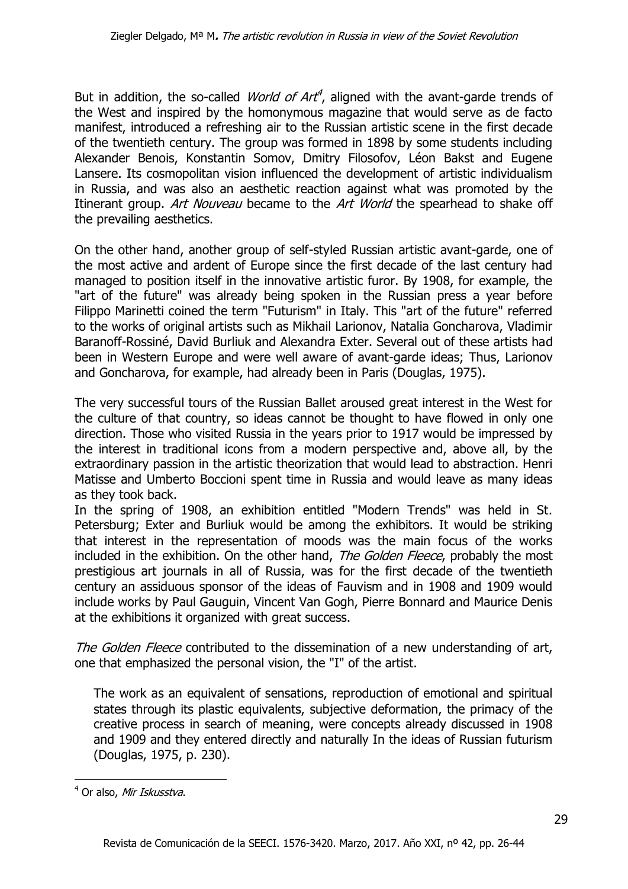But in addition, the so-called *World of Art*[4], aligned with the avant-garde trends of the West and inspired by the homonymous magazine that would serve as de facto manifest, introduced a refreshing air to the Russian artistic scene in the first decade of the twentieth century. The group was formed in 1898 by some students including Alexander Benois, Konstantin Somov, Dmitry Filosofov, Léon Bakst and Eugene Lansere. Its cosmopolitan vision influenced the development of artistic individualism in Russia, and was also an aesthetic reaction against what was promoted by the Itinerant group. *Art Nouveau* became to the *Art World* the spearhead to shake off the prevailing aesthetics.

On the other hand, another group of self-styled Russian artistic avant-garde, one of the most active and ardent of Europe since the first decade of the last century had managed to position itself in the innovative artistic furor. By 1908, for example, the "art of the future" was already being spoken in the Russian press a year before Filippo Marinetti coined the term "Futurism" in Italy. This "art of the future" referred to the works of original artists such as Mikhail Larionov, Natalia Goncharova, Vladimir Baranoff-Rossiné, David Burliuk and Alexandra Exter. Several out of these artists had been in Western Europe and were well aware of avant-garde ideas; Thus, Larionov and Goncharova, for example, had already been in Paris (Douglas, 1975).

The very successful tours of the Russian Ballet aroused great interest in the West for the culture of that country, so ideas cannot be thought to have flowed in only one direction. Those who visited Russia in the years prior to 1917 would be impressed by the interest in traditional icons from a modern perspective and, above all, by the extraordinary passion in the artistic theorization that would lead to abstraction. Henri Matisse and Umberto Boccioni spent time in Russia and would leave as many ideas as they took back.

In the spring of 1908, an exhibition entitled "Modern Trends" was held in St. Petersburg; Exter and Burliuk would be among the exhibitors. It would be striking that interest in the representation of moods was the main focus of the works included in the exhibition. On the other hand, *The Golden Fleece*, probably the most prestigious art journals in all of Russia, was for the first decade of the twentieth century an assiduous sponsor of the ideas of Fauvism and in 1908 and 1909 would include works by Paul Gauguin, Vincent Van Gogh, Pierre Bonnard and Maurice Denis at the exhibitions it organized with great success.

*The Golden Fleece* contributed to the dissemination of a new understanding of art, one that emphasized the personal vision, the "I" of the artist.

> The work as an equivalent of sensations, reproduction of emotional and spiritual states through its plastic equivalents, subjective deformation, the primacy of the creative process in search of meaning, were concepts already discussed in 1908 and 1909 and they entered directly and naturally In the ideas of Russian futurism (Douglas, 1975, p. 230).

---

[4] Or also, *Mir Iskusstva*.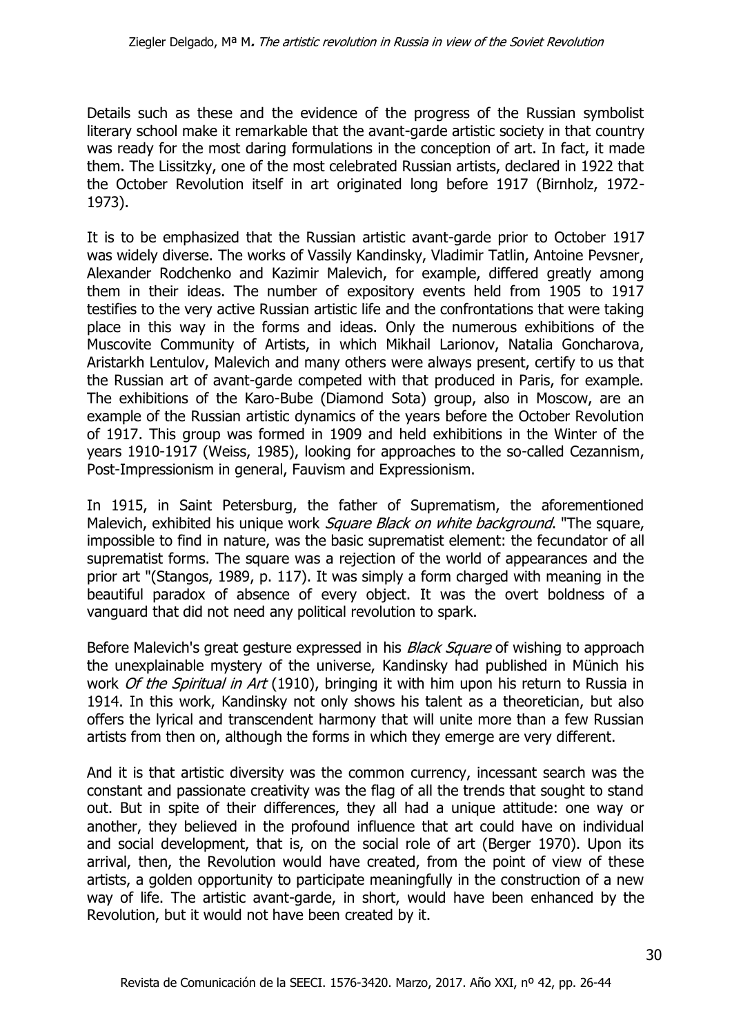Details such as these and the evidence of the progress of the Russian symbolist literary school make it remarkable that the avant-garde artistic society in that country was ready for the most daring formulations in the conception of art. In fact, it made them. The Lissitzky, one of the most celebrated Russian artists, declared in 1922 that the October Revolution itself in art originated long before 1917 (Birnholz, 1972-1973).

It is to be emphasized that the Russian artistic avant-garde prior to October 1917 was widely diverse. The works of Vassily Kandinsky, Vladimir Tatlin, Antoine Pevsner, Alexander Rodchenko and Kazimir Malevich, for example, differed greatly among them in their ideas. The number of expository events held from 1905 to 1917 testifies to the very active Russian artistic life and the confrontations that were taking place in this way in the forms and ideas. Only the numerous exhibitions of the Muscovite Community of Artists, in which Mikhail Larionov, Natalia Goncharova, Aristarkh Lentulov, Malevich and many others were always present, certify to us that the Russian art of avant-garde competed with that produced in Paris, for example. The exhibitions of the Karo-Bube (Diamond Sota) group, also in Moscow, are an example of the Russian artistic dynamics of the years before the October Revolution of 1917. This group was formed in 1909 and held exhibitions in the Winter of the years 1910-1917 (Weiss, 1985), looking for approaches to the so-called Cezannism, Post-Impressionism in general, Fauvism and Expressionism.

In 1915, in Saint Petersburg, the father of Suprematism, the aforementioned Malevich, exhibited his unique work *Square Black on white background*. "The square, impossible to find in nature, was the basic suprematist element: the fecundator of all suprematist forms. The square was a rejection of the world of appearances and the prior art "(Stangos, 1989, p. 117). It was simply a form charged with meaning in the beautiful paradox of absence of every object. It was the overt boldness of a vanguard that did not need any political revolution to spark.

Before Malevich's great gesture expressed in his *Black Square* of wishing to approach the unexplainable mystery of the universe, Kandinsky had published in Münich his work *Of the Spiritual in Art* (1910), bringing it with him upon his return to Russia in 1914. In this work, Kandinsky not only shows his talent as a theoretician, but also offers the lyrical and transcendent harmony that will unite more than a few Russian artists from then on, although the forms in which they emerge are very different.

And it is that artistic diversity was the common currency, incessant search was the constant and passionate creativity was the flag of all the trends that sought to stand out. But in spite of their differences, they all had a unique attitude: one way or another, they believed in the profound influence that art could have on individual and social development, that is, on the social role of art (Berger 1970). Upon its arrival, then, the Revolution would have created, from the point of view of these artists, a golden opportunity to participate meaningfully in the construction of a new way of life. The artistic avant-garde, in short, would have been enhanced by the Revolution, but it would not have been created by it.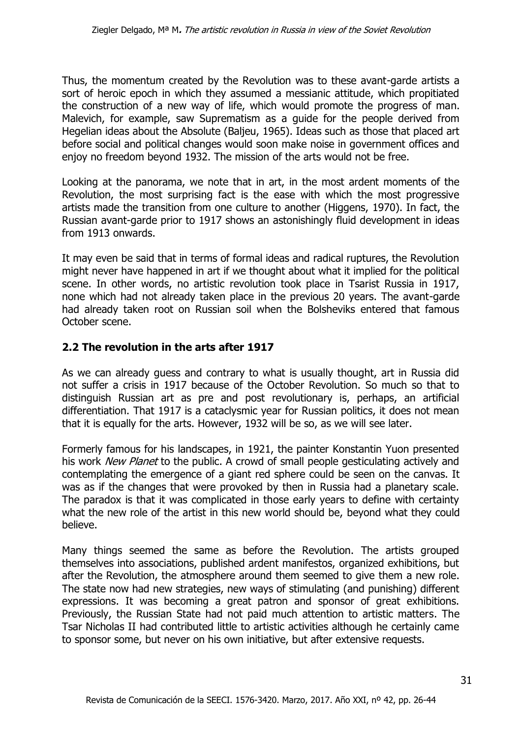Thus, the momentum created by the Revolution was to these avant-garde artists a sort of heroic epoch in which they assumed a messianic attitude, which propitiated the construction of a new way of life, which would promote the progress of man. Malevich, for example, saw Suprematism as a guide for the people derived from Hegelian ideas about the Absolute (Baljeu, 1965). Ideas such as those that placed art before social and political changes would soon make noise in government offices and enjoy no freedom beyond 1932. The mission of the arts would not be free.

Looking at the panorama, we note that in art, in the most ardent moments of the Revolution, the most surprising fact is the ease with which the most progressive artists made the transition from one culture to another (Higgens, 1970). In fact, the Russian avant-garde prior to 1917 shows an astonishingly fluid development in ideas from 1913 onwards.

It may even be said that in terms of formal ideas and radical ruptures, the Revolution might never have happened in art if we thought about what it implied for the political scene. In other words, no artistic revolution took place in Tsarist Russia in 1917, none which had not already taken place in the previous 20 years. The avant-garde had already taken root on Russian soil when the Bolsheviks entered that famous October scene.

## 2.2 The revolution in the arts after 1917

As we can already guess and contrary to what is usually thought, art in Russia did not suffer a crisis in 1917 because of the October Revolution. So much so that to distinguish Russian art as pre and post revolutionary is, perhaps, an artificial differentiation. That 1917 is a cataclysmic year for Russian politics, it does not mean that it is equally for the arts. However, 1932 will be so, as we will see later.

Formerly famous for his landscapes, in 1921, the painter Konstantin Yuon presented his work *New Planet* to the public. A crowd of small people gesticulating actively and contemplating the emergence of a giant red sphere could be seen on the canvas. It was as if the changes that were provoked by then in Russia had a planetary scale. The paradox is that it was complicated in those early years to define with certainty what the new role of the artist in this new world should be, beyond what they could believe.

Many things seemed the same as before the Revolution. The artists grouped themselves into associations, published ardent manifestos, organized exhibitions, but after the Revolution, the atmosphere around them seemed to give them a new role. The state now had new strategies, new ways of stimulating (and punishing) different expressions. It was becoming a great patron and sponsor of great exhibitions. Previously, the Russian State had not paid much attention to artistic matters. The Tsar Nicholas II had contributed little to artistic activities although he certainly came to sponsor some, but never on his own initiative, but after extensive requests.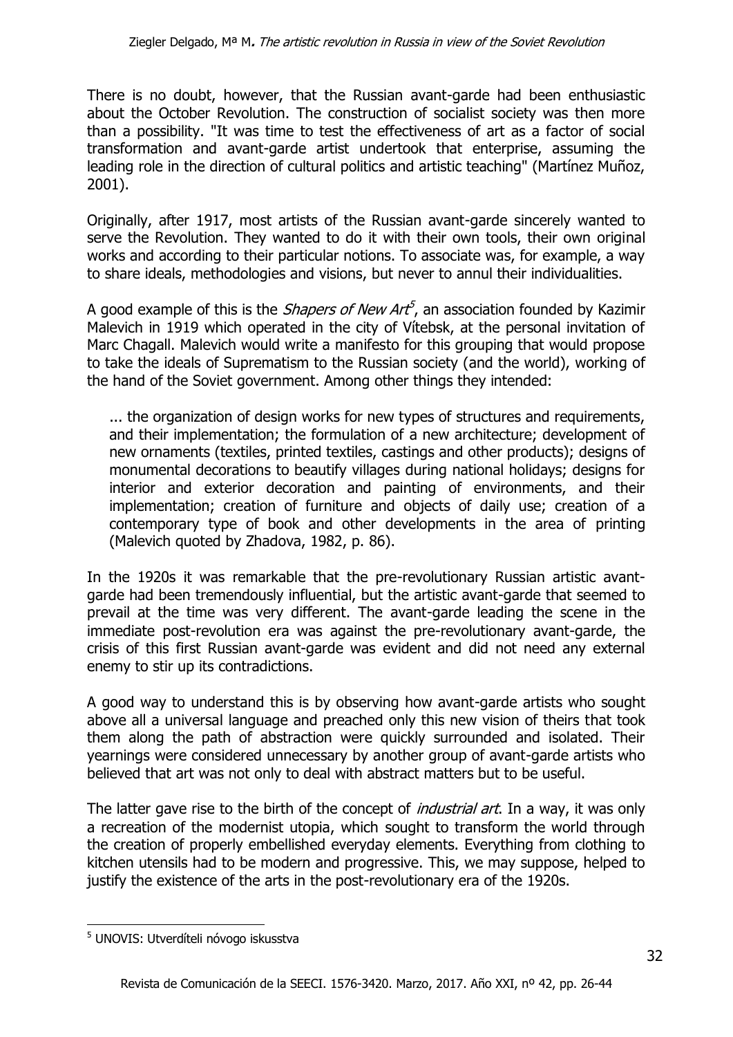There is no doubt, however, that the Russian avant-garde had been enthusiastic about the October Revolution. The construction of socialist society was then more than a possibility. "It was time to test the effectiveness of art as a factor of social transformation and avant-garde artist undertook that enterprise, assuming the leading role in the direction of cultural politics and artistic teaching" (Martínez Muñoz, 2001).

Originally, after 1917, most artists of the Russian avant-garde sincerely wanted to serve the Revolution. They wanted to do it with their own tools, their own original works and according to their particular notions. To associate was, for example, a way to share ideals, methodologies and visions, but never to annul their individualities.

A good example of this is the *Shapers of New Art*[5], an association founded by Kazimir Malevich in 1919 which operated in the city of Vítebsk, at the personal invitation of Marc Chagall. Malevich would write a manifesto for this grouping that would propose to take the ideals of Suprematism to the Russian society (and the world), working of the hand of the Soviet government. Among other things they intended:

> ... the organization of design works for new types of structures and requirements, and their implementation; the formulation of a new architecture; development of new ornaments (textiles, printed textiles, castings and other products); designs of monumental decorations to beautify villages during national holidays; designs for interior and exterior decoration and painting of environments, and their implementation; creation of furniture and objects of daily use; creation of a contemporary type of book and other developments in the area of printing (Malevich quoted by Zhadova, 1982, p. 86).

In the 1920s it was remarkable that the pre-revolutionary Russian artistic avant-garde had been tremendously influential, but the artistic avant-garde that seemed to prevail at the time was very different. The avant-garde leading the scene in the immediate post-revolution era was against the pre-revolutionary avant-garde, the crisis of this first Russian avant-garde was evident and did not need any external enemy to stir up its contradictions.

A good way to understand this is by observing how avant-garde artists who sought above all a universal language and preached only this new vision of theirs that took them along the path of abstraction were quickly surrounded and isolated. Their yearnings were considered unnecessary by another group of avant-garde artists who believed that art was not only to deal with abstract matters but to be useful.

The latter gave rise to the birth of the concept of *industrial art*. In a way, it was only a recreation of the modernist utopia, which sought to transform the world through the creation of properly embellished everyday elements. Everything from clothing to kitchen utensils had to be modern and progressive. This, we may suppose, helped to justify the existence of the arts in the post-revolutionary era of the 1920s.

---

[5] UNOVIS: Utverdíteli nóvogo iskusstva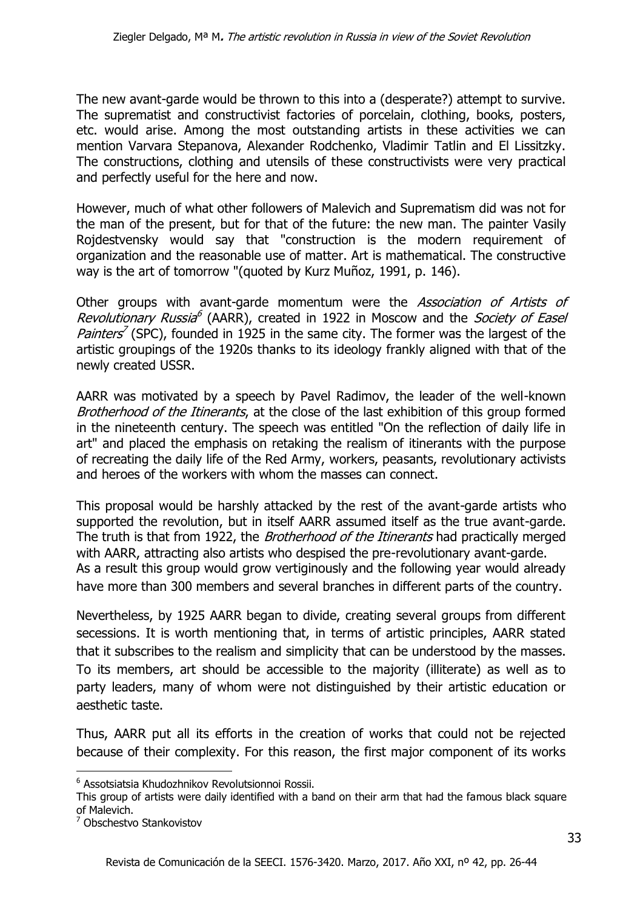The new avant-garde would be thrown to this into a (desperate?) attempt to survive. The suprematist and constructivist factories of porcelain, clothing, books, posters, etc. would arise. Among the most outstanding artists in these activities we can mention Varvara Stepanova, Alexander Rodchenko, Vladimir Tatlin and El Lissitzky. The constructions, clothing and utensils of these constructivists were very practical and perfectly useful for the here and now.

However, much of what other followers of Malevich and Suprematism did was not for the man of the present, but for that of the future: the new man. The painter Vasily Rojdestvensky would say that "construction is the modern requirement of organization and the reasonable use of matter. Art is mathematical. The constructive way is the art of tomorrow "(quoted by Kurz Muñoz, 1991, p. 146).

Other groups with avant-garde momentum were the *Association of Artists of Revolutionary Russia*[6] (AARR), created in 1922 in Moscow and the *Society of Easel Painters*[7] (SPC), founded in 1925 in the same city. The former was the largest of the artistic groupings of the 1920s thanks to its ideology frankly aligned with that of the newly created USSR.

AARR was motivated by a speech by Pavel Radimov, the leader of the well-known *Brotherhood of the Itinerants*, at the close of the last exhibition of this group formed in the nineteenth century. The speech was entitled "On the reflection of daily life in art" and placed the emphasis on retaking the realism of itinerants with the purpose of recreating the daily life of the Red Army, workers, peasants, revolutionary activists and heroes of the workers with whom the masses can connect.

This proposal would be harshly attacked by the rest of the avant-garde artists who supported the revolution, but in itself AARR assumed itself as the true avant-garde. The truth is that from 1922, the *Brotherhood of the Itinerants* had practically merged with AARR, attracting also artists who despised the pre-revolutionary avant-garde. As a result this group would grow vertiginously and the following year would already have more than 300 members and several branches in different parts of the country.

Nevertheless, by 1925 AARR began to divide, creating several groups from different secessions. It is worth mentioning that, in terms of artistic principles, AARR stated that it subscribes to the realism and simplicity that can be understood by the masses. To its members, art should be accessible to the majority (illiterate) as well as to party leaders, many of whom were not distinguished by their artistic education or aesthetic taste.

Thus, AARR put all its efforts in the creation of works that could not be rejected because of their complexity. For this reason, the first major component of its works

---

[6] Assotsiatsia Khudozhnikov Revolutsionnoi Rossii.
This group of artists were daily identified with a band on their arm that had the famous black square of Malevich.

[7] Obschestvo Stankovistov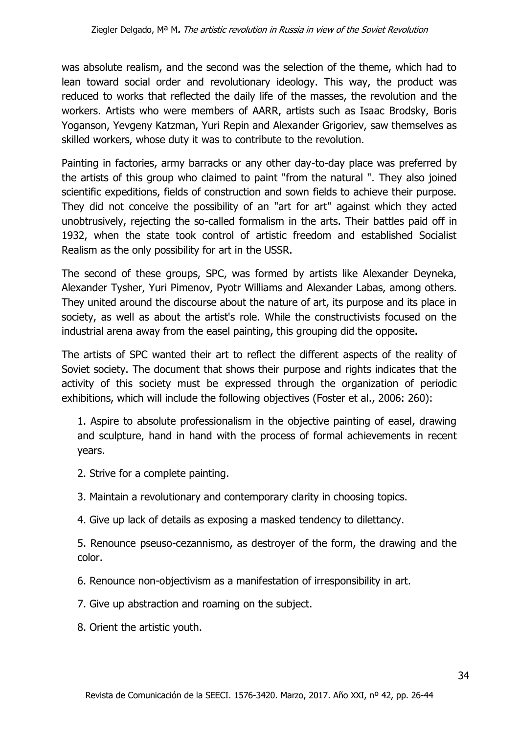was absolute realism, and the second was the selection of the theme, which had to lean toward social order and revolutionary ideology. This way, the product was reduced to works that reflected the daily life of the masses, the revolution and the workers. Artists who were members of AARR, artists such as Isaac Brodsky, Boris Yoganson, Yevgeny Katzman, Yuri Repin and Alexander Grigoriev, saw themselves as skilled workers, whose duty it was to contribute to the revolution.

Painting in factories, army barracks or any other day-to-day place was preferred by the artists of this group who claimed to paint "from the natural ". They also joined scientific expeditions, fields of construction and sown fields to achieve their purpose. They did not conceive the possibility of an "art for art" against which they acted unobtrusively, rejecting the so-called formalism in the arts. Their battles paid off in 1932, when the state took control of artistic freedom and established Socialist Realism as the only possibility for art in the USSR.

The second of these groups, SPC, was formed by artists like Alexander Deyneka, Alexander Tysher, Yuri Pimenov, Pyotr Williams and Alexander Labas, among others. They united around the discourse about the nature of art, its purpose and its place in society, as well as about the artist's role. While the constructivists focused on the industrial arena away from the easel painting, this grouping did the opposite.

The artists of SPC wanted their art to reflect the different aspects of the reality of Soviet society. The document that shows their purpose and rights indicates that the activity of this society must be expressed through the organization of periodic exhibitions, which will include the following objectives (Foster et al., 2006: 260):

1. Aspire to absolute professionalism in the objective painting of easel, drawing and sculpture, hand in hand with the process of formal achievements in recent years.
2. Strive for a complete painting.
3. Maintain a revolutionary and contemporary clarity in choosing topics.
4. Give up lack of details as exposing a masked tendency to dilettancy.
5. Renounce pseuso-cezannismo, as destroyer of the form, the drawing and the color.
6. Renounce non-objectivism as a manifestation of irresponsibility in art.
7. Give up abstraction and roaming on the subject.
8. Orient the artistic youth.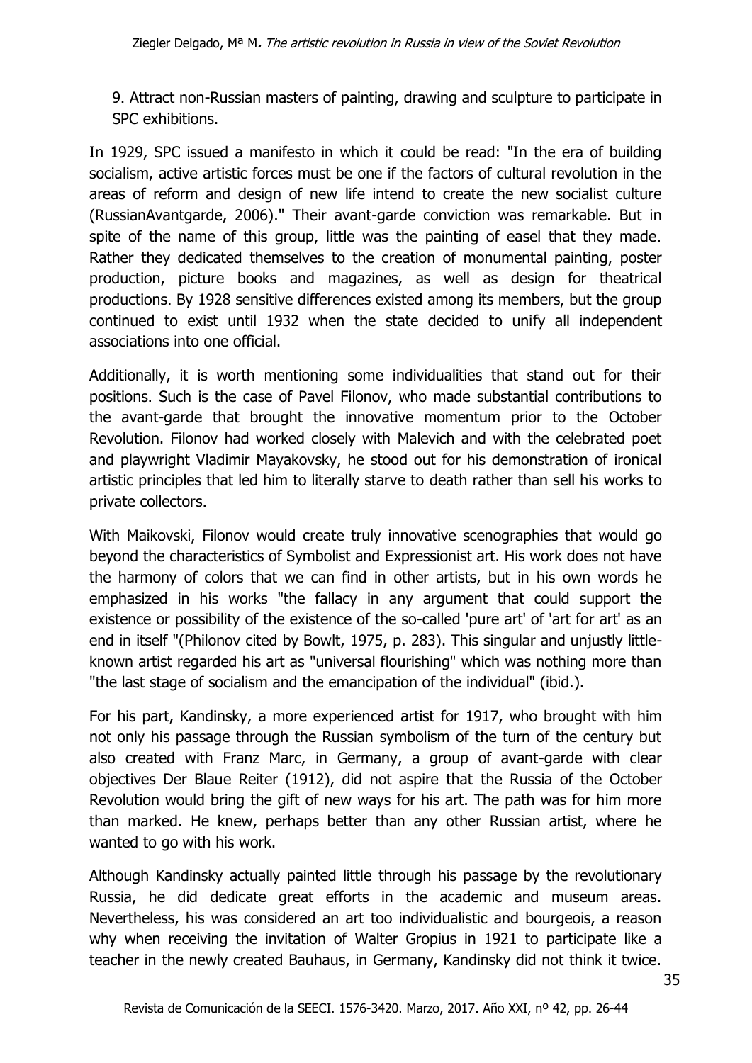9. Attract non-Russian masters of painting, drawing and sculpture to participate in SPC exhibitions.

In 1929, SPC issued a manifesto in which it could be read: "In the era of building socialism, active artistic forces must be one if the factors of cultural revolution in the areas of reform and design of new life intend to create the new socialist culture (RussianAvantgarde, 2006)." Their avant-garde conviction was remarkable. But in spite of the name of this group, little was the painting of easel that they made. Rather they dedicated themselves to the creation of monumental painting, poster production, picture books and magazines, as well as design for theatrical productions. By 1928 sensitive differences existed among its members, but the group continued to exist until 1932 when the state decided to unify all independent associations into one official.

Additionally, it is worth mentioning some individualities that stand out for their positions. Such is the case of Pavel Filonov, who made substantial contributions to the avant-garde that brought the innovative momentum prior to the October Revolution. Filonov had worked closely with Malevich and with the celebrated poet and playwright Vladimir Mayakovsky, he stood out for his demonstration of ironical artistic principles that led him to literally starve to death rather than sell his works to private collectors.

With Maikovski, Filonov would create truly innovative scenographies that would go beyond the characteristics of Symbolist and Expressionist art. His work does not have the harmony of colors that we can find in other artists, but in his own words he emphasized in his works "the fallacy in any argument that could support the existence or possibility of the existence of the so-called 'pure art' of 'art for art' as an end in itself "(Philonov cited by Bowlt, 1975, p. 283). This singular and unjustly little-known artist regarded his art as "universal flourishing" which was nothing more than "the last stage of socialism and the emancipation of the individual" (ibid.).

For his part, Kandinsky, a more experienced artist for 1917, who brought with him not only his passage through the Russian symbolism of the turn of the century but also created with Franz Marc, in Germany, a group of avant-garde with clear objectives Der Blaue Reiter (1912), did not aspire that the Russia of the October Revolution would bring the gift of new ways for his art. The path was for him more than marked. He knew, perhaps better than any other Russian artist, where he wanted to go with his work.

Although Kandinsky actually painted little through his passage by the revolutionary Russia, he did dedicate great efforts in the academic and museum areas. Nevertheless, his was considered an art too individualistic and bourgeois, a reason why when receiving the invitation of Walter Gropius in 1921 to participate like a teacher in the newly created Bauhaus, in Germany, Kandinsky did not think it twice.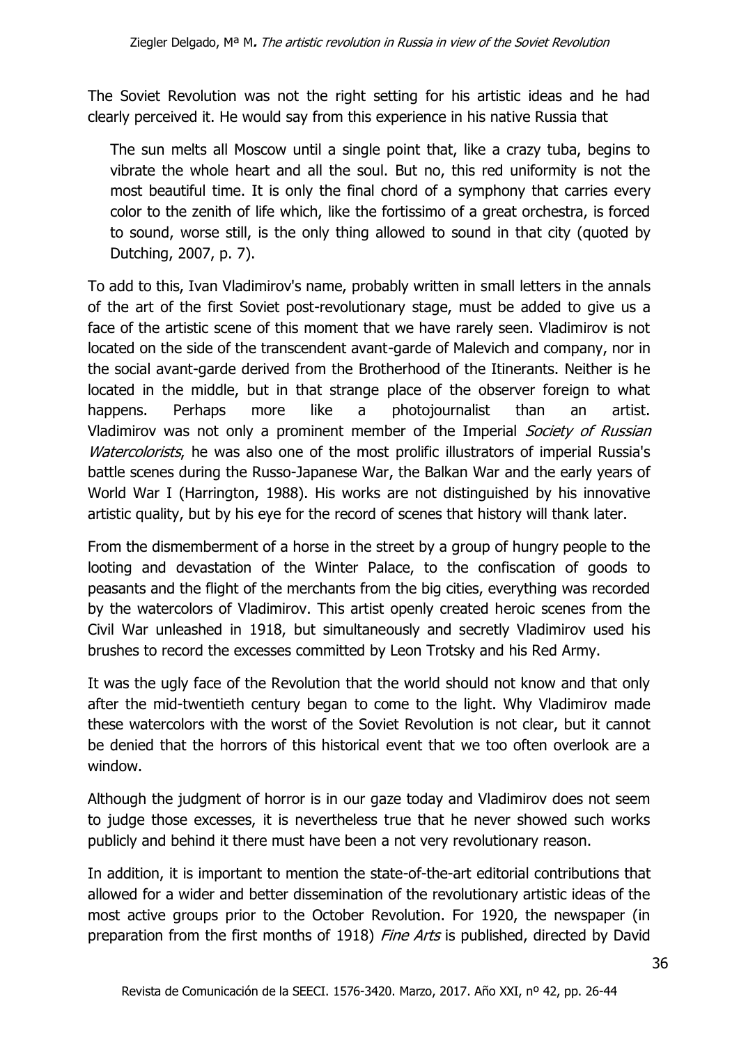The Soviet Revolution was not the right setting for his artistic ideas and he had clearly perceived it. He would say from this experience in his native Russia that

> The sun melts all Moscow until a single point that, like a crazy tuba, begins to vibrate the whole heart and all the soul. But no, this red uniformity is not the most beautiful time. It is only the final chord of a symphony that carries every color to the zenith of life which, like the fortissimo of a great orchestra, is forced to sound, worse still, is the only thing allowed to sound in that city (quoted by Dutching, 2007, p. 7).

To add to this, Ivan Vladimirov's name, probably written in small letters in the annals of the art of the first Soviet post-revolutionary stage, must be added to give us a face of the artistic scene of this moment that we have rarely seen. Vladimirov is not located on the side of the transcendent avant-garde of Malevich and company, nor in the social avant-garde derived from the Brotherhood of the Itinerants. Neither is he located in the middle, but in that strange place of the observer foreign to what happens. Perhaps more like a photojournalist than an artist. Vladimirov was not only a prominent member of the Imperial *Society of Russian Watercolorists*, he was also one of the most prolific illustrators of imperial Russia's battle scenes during the Russo-Japanese War, the Balkan War and the early years of World War I (Harrington, 1988). His works are not distinguished by his innovative artistic quality, but by his eye for the record of scenes that history will thank later.

From the dismemberment of a horse in the street by a group of hungry people to the looting and devastation of the Winter Palace, to the confiscation of goods to peasants and the flight of the merchants from the big cities, everything was recorded by the watercolors of Vladimirov. This artist openly created heroic scenes from the Civil War unleashed in 1918, but simultaneously and secretly Vladimirov used his brushes to record the excesses committed by Leon Trotsky and his Red Army.

It was the ugly face of the Revolution that the world should not know and that only after the mid-twentieth century began to come to the light. Why Vladimirov made these watercolors with the worst of the Soviet Revolution is not clear, but it cannot be denied that the horrors of this historical event that we too often overlook are a window.

Although the judgment of horror is in our gaze today and Vladimirov does not seem to judge those excesses, it is nevertheless true that he never showed such works publicly and behind it there must have been a not very revolutionary reason.

In addition, it is important to mention the state-of-the-art editorial contributions that allowed for a wider and better dissemination of the revolutionary artistic ideas of the most active groups prior to the October Revolution. For 1920, the newspaper (in preparation from the first months of 1918) *Fine Arts* is published, directed by David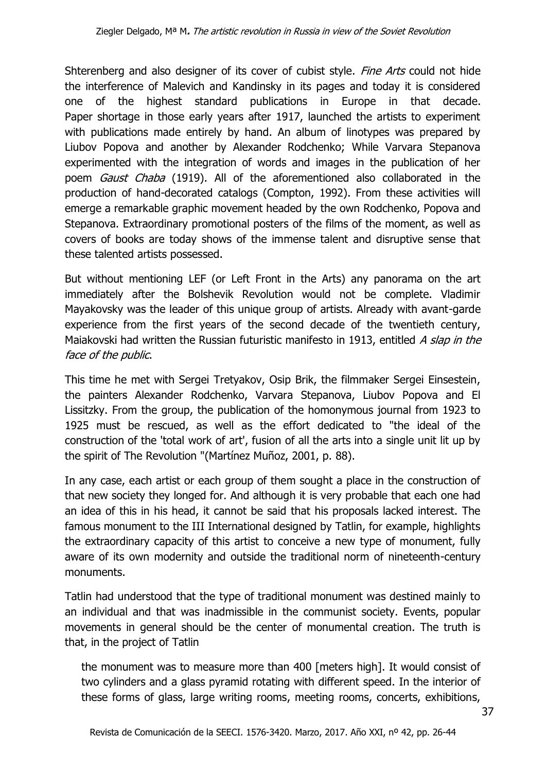Shterenberg and also designer of its cover of cubist style. *Fine Arts* could not hide the interference of Malevich and Kandinsky in its pages and today it is considered one of the highest standard publications in Europe in that decade. Paper shortage in those early years after 1917, launched the artists to experiment with publications made entirely by hand. An album of linotypes was prepared by Liubov Popova and another by Alexander Rodchenko; While Varvara Stepanova experimented with the integration of words and images in the publication of her poem *Gaust Chaba* (1919). All of the aforementioned also collaborated in the production of hand-decorated catalogs (Compton, 1992). From these activities will emerge a remarkable graphic movement headed by the own Rodchenko, Popova and Stepanova. Extraordinary promotional posters of the films of the moment, as well as covers of books are today shows of the immense talent and disruptive sense that these talented artists possessed.

But without mentioning LEF (or Left Front in the Arts) any panorama on the art immediately after the Bolshevik Revolution would not be complete. Vladimir Mayakovsky was the leader of this unique group of artists. Already with avant-garde experience from the first years of the second decade of the twentieth century, Maiakovski had written the Russian futuristic manifesto in 1913, entitled *A slap in the face of the public*.

This time he met with Sergei Tretyakov, Osip Brik, the filmmaker Sergei Einsestein, the painters Alexander Rodchenko, Varvara Stepanova, Liubov Popova and El Lissitzky. From the group, the publication of the homonymous journal from 1923 to 1925 must be rescued, as well as the effort dedicated to "the ideal of the construction of the 'total work of art', fusion of all the arts into a single unit lit up by the spirit of The Revolution "(Martínez Muñoz, 2001, p. 88).

In any case, each artist or each group of them sought a place in the construction of that new society they longed for. And although it is very probable that each one had an idea of this in his head, it cannot be said that his proposals lacked interest. The famous monument to the III International designed by Tatlin, for example, highlights the extraordinary capacity of this artist to conceive a new type of monument, fully aware of its own modernity and outside the traditional norm of nineteenth-century monuments.

Tatlin had understood that the type of traditional monument was destined mainly to an individual and that was inadmissible in the communist society. Events, popular movements in general should be the center of monumental creation. The truth is that, in the project of Tatlin

> the monument was to measure more than 400 [meters high]. It would consist of two cylinders and a glass pyramid rotating with different speed. In the interior of these forms of glass, large writing rooms, meeting rooms, concerts, exhibitions,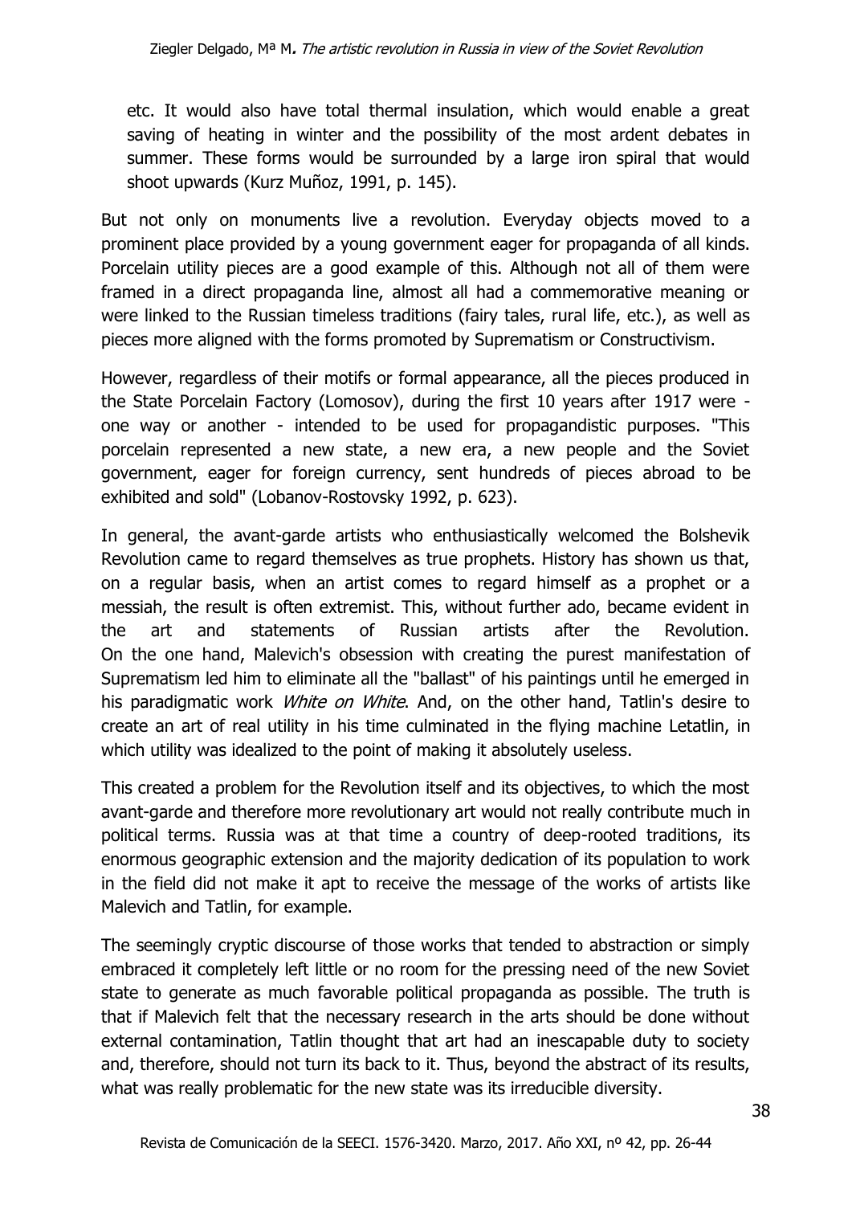> etc. It would also have total thermal insulation, which would enable a great saving of heating in winter and the possibility of the most ardent debates in summer. These forms would be surrounded by a large iron spiral that would shoot upwards (Kurz Muñoz, 1991, p. 145).

But not only on monuments live a revolution. Everyday objects moved to a prominent place provided by a young government eager for propaganda of all kinds. Porcelain utility pieces are a good example of this. Although not all of them were framed in a direct propaganda line, almost all had a commemorative meaning or were linked to the Russian timeless traditions (fairy tales, rural life, etc.), as well as pieces more aligned with the forms promoted by Suprematism or Constructivism.

However, regardless of their motifs or formal appearance, all the pieces produced in the State Porcelain Factory (Lomosov), during the first 10 years after 1917 were - one way or another - intended to be used for propagandistic purposes. "This porcelain represented a new state, a new era, a new people and the Soviet government, eager for foreign currency, sent hundreds of pieces abroad to be exhibited and sold" (Lobanov-Rostovsky 1992, p. 623).

In general, the avant-garde artists who enthusiastically welcomed the Bolshevik Revolution came to regard themselves as true prophets. History has shown us that, on a regular basis, when an artist comes to regard himself as a prophet or a messiah, the result is often extremist. This, without further ado, became evident in the art and statements of Russian artists after the Revolution. On the one hand, Malevich's obsession with creating the purest manifestation of Suprematism led him to eliminate all the "ballast" of his paintings until he emerged in his paradigmatic work *White on White*. And, on the other hand, Tatlin's desire to create an art of real utility in his time culminated in the flying machine Letatlin, in which utility was idealized to the point of making it absolutely useless.

This created a problem for the Revolution itself and its objectives, to which the most avant-garde and therefore more revolutionary art would not really contribute much in political terms. Russia was at that time a country of deep-rooted traditions, its enormous geographic extension and the majority dedication of its population to work in the field did not make it apt to receive the message of the works of artists like Malevich and Tatlin, for example.

The seemingly cryptic discourse of those works that tended to abstraction or simply embraced it completely left little or no room for the pressing need of the new Soviet state to generate as much favorable political propaganda as possible. The truth is that if Malevich felt that the necessary research in the arts should be done without external contamination, Tatlin thought that art had an inescapable duty to society and, therefore, should not turn its back to it. Thus, beyond the abstract of its results, what was really problematic for the new state was its irreducible diversity.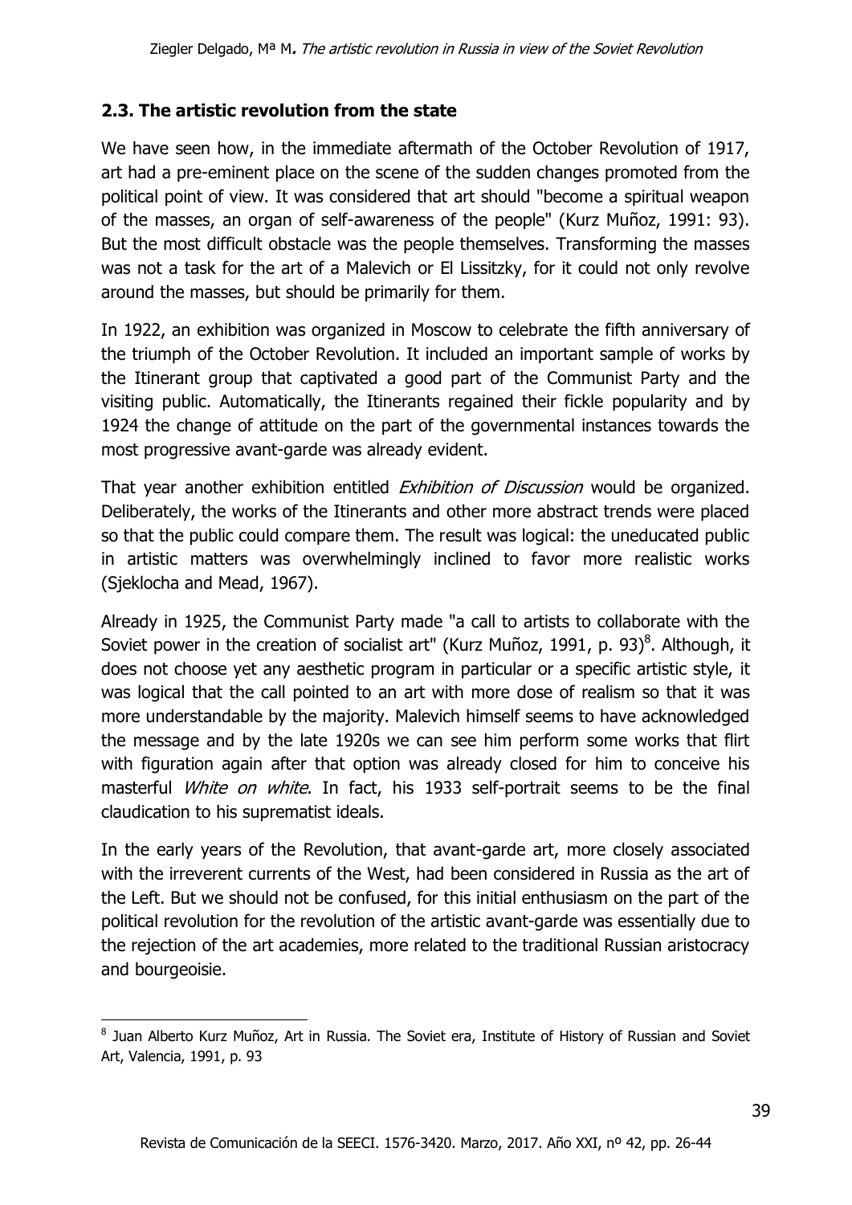## 2.3. The artistic revolution from the state

We have seen how, in the immediate aftermath of the October Revolution of 1917, art had a pre-eminent place on the scene of the sudden changes promoted from the political point of view. It was considered that art should "become a spiritual weapon of the masses, an organ of self-awareness of the people" (Kurz Muñoz, 1991: 93). But the most difficult obstacle was the people themselves. Transforming the masses was not a task for the art of a Malevich or El Lissitzky, for it could not only revolve around the masses, but should be primarily for them.

In 1922, an exhibition was organized in Moscow to celebrate the fifth anniversary of the triumph of the October Revolution. It included an important sample of works by the Itinerant group that captivated a good part of the Communist Party and the visiting public. Automatically, the Itinerants regained their fickle popularity and by 1924 the change of attitude on the part of the governmental instances towards the most progressive avant-garde was already evident.

That year another exhibition entitled *Exhibition of Discussion* would be organized. Deliberately, the works of the Itinerants and other more abstract trends were placed so that the public could compare them. The result was logical: the uneducated public in artistic matters was overwhelmingly inclined to favor more realistic works (Sjeklocha and Mead, 1967).

Already in 1925, the Communist Party made "a call to artists to collaborate with the Soviet power in the creation of socialist art" (Kurz Muñoz, 1991, p. 93)[8]. Although, it does not choose yet any aesthetic program in particular or a specific artistic style, it was logical that the call pointed to an art with more dose of realism so that it was more understandable by the majority. Malevich himself seems to have acknowledged the message and by the late 1920s we can see him perform some works that flirt with figuration again after that option was already closed for him to conceive his masterful *White on white*. In fact, his 1933 self-portrait seems to be the final claudication to his suprematist ideals.

In the early years of the Revolution, that avant-garde art, more closely associated with the irreverent currents of the West, had been considered in Russia as the art of the Left. But we should not be confused, for this initial enthusiasm on the part of the political revolution for the revolution of the artistic avant-garde was essentially due to the rejection of the art academies, more related to the traditional Russian aristocracy and bourgeoisie.

[8] Juan Alberto Kurz Muñoz, Art in Russia. The Soviet era, Institute of History of Russian and Soviet Art, Valencia, 1991, p. 93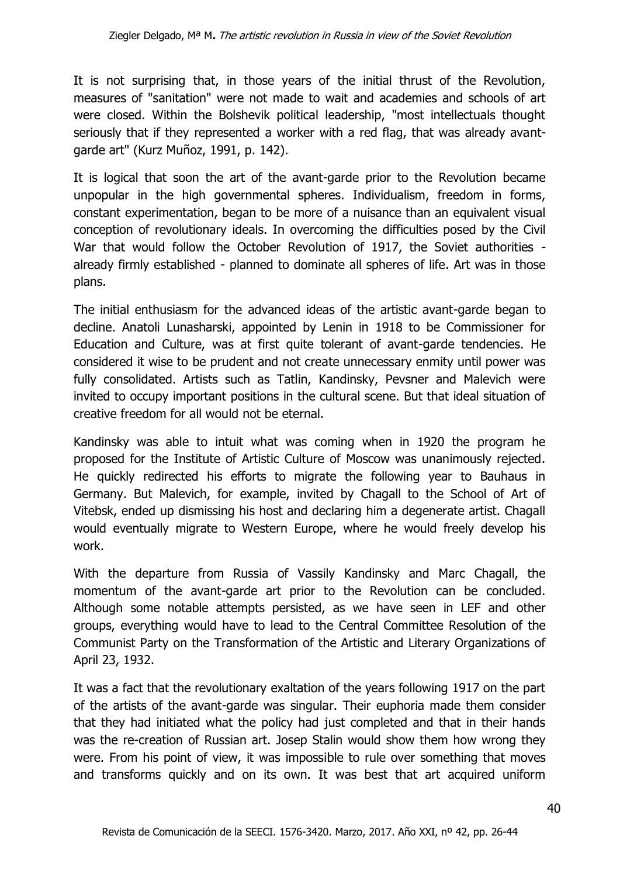It is not surprising that, in those years of the initial thrust of the Revolution, measures of "sanitation" were not made to wait and academies and schools of art were closed. Within the Bolshevik political leadership, "most intellectuals thought seriously that if they represented a worker with a red flag, that was already avant-garde art" (Kurz Muñoz, 1991, p. 142).

It is logical that soon the art of the avant-garde prior to the Revolution became unpopular in the high governmental spheres. Individualism, freedom in forms, constant experimentation, began to be more of a nuisance than an equivalent visual conception of revolutionary ideals. In overcoming the difficulties posed by the Civil War that would follow the October Revolution of 1917, the Soviet authorities - already firmly established - planned to dominate all spheres of life. Art was in those plans.

The initial enthusiasm for the advanced ideas of the artistic avant-garde began to decline. Anatoli Lunasharski, appointed by Lenin in 1918 to be Commissioner for Education and Culture, was at first quite tolerant of avant-garde tendencies. He considered it wise to be prudent and not create unnecessary enmity until power was fully consolidated. Artists such as Tatlin, Kandinsky, Pevsner and Malevich were invited to occupy important positions in the cultural scene. But that ideal situation of creative freedom for all would not be eternal.

Kandinsky was able to intuit what was coming when in 1920 the program he proposed for the Institute of Artistic Culture of Moscow was unanimously rejected. He quickly redirected his efforts to migrate the following year to Bauhaus in Germany. But Malevich, for example, invited by Chagall to the School of Art of Vitebsk, ended up dismissing his host and declaring him a degenerate artist. Chagall would eventually migrate to Western Europe, where he would freely develop his work.

With the departure from Russia of Vassily Kandinsky and Marc Chagall, the momentum of the avant-garde art prior to the Revolution can be concluded. Although some notable attempts persisted, as we have seen in LEF and other groups, everything would have to lead to the Central Committee Resolution of the Communist Party on the Transformation of the Artistic and Literary Organizations of April 23, 1932.

It was a fact that the revolutionary exaltation of the years following 1917 on the part of the artists of the avant-garde was singular. Their euphoria made them consider that they had initiated what the policy had just completed and that in their hands was the re-creation of Russian art. Josep Stalin would show them how wrong they were. From his point of view, it was impossible to rule over something that moves and transforms quickly and on its own. It was best that art acquired uniform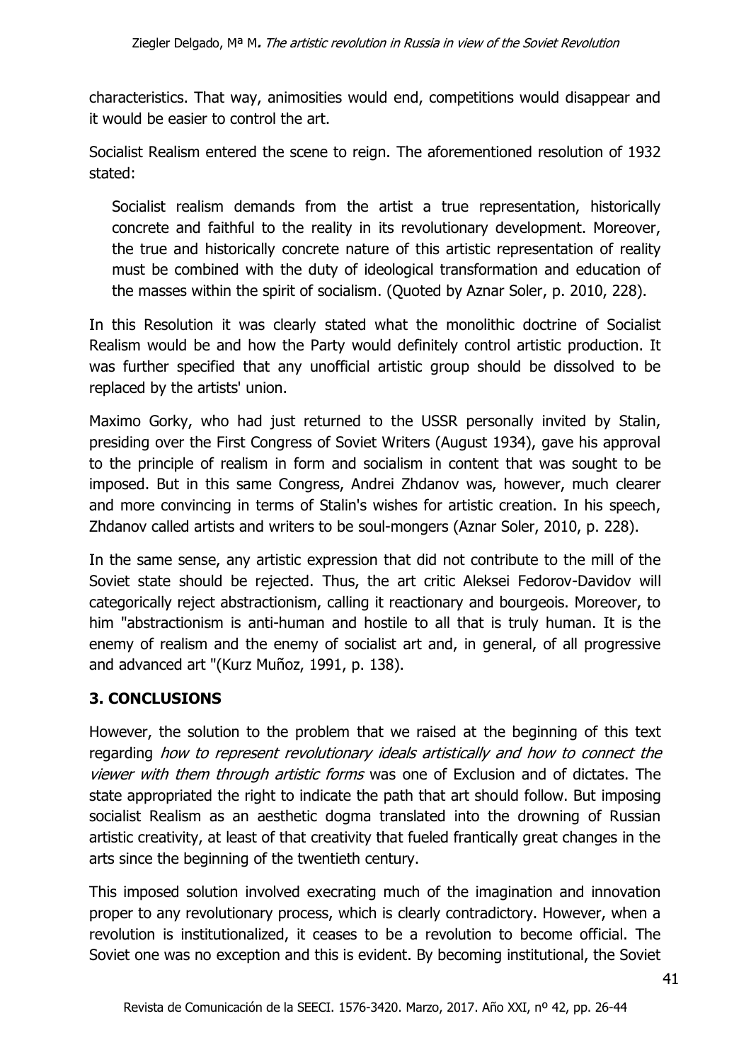characteristics. That way, animosities would end, competitions would disappear and it would be easier to control the art.

Socialist Realism entered the scene to reign. The aforementioned resolution of 1932 stated:

> Socialist realism demands from the artist a true representation, historically concrete and faithful to the reality in its revolutionary development. Moreover, the true and historically concrete nature of this artistic representation of reality must be combined with the duty of ideological transformation and education of the masses within the spirit of socialism. (Quoted by Aznar Soler, p. 2010, 228).

In this Resolution it was clearly stated what the monolithic doctrine of Socialist Realism would be and how the Party would definitely control artistic production. It was further specified that any unofficial artistic group should be dissolved to be replaced by the artists' union.

Maximo Gorky, who had just returned to the USSR personally invited by Stalin, presiding over the First Congress of Soviet Writers (August 1934), gave his approval to the principle of realism in form and socialism in content that was sought to be imposed. But in this same Congress, Andrei Zhdanov was, however, much clearer and more convincing in terms of Stalin's wishes for artistic creation. In his speech, Zhdanov called artists and writers to be soul-mongers (Aznar Soler, 2010, p. 228).

In the same sense, any artistic expression that did not contribute to the mill of the Soviet state should be rejected. Thus, the art critic Aleksei Fedorov-Davidov will categorically reject abstractionism, calling it reactionary and bourgeois. Moreover, to him "abstractionism is anti-human and hostile to all that is truly human. It is the enemy of realism and the enemy of socialist art and, in general, of all progressive and advanced art "(Kurz Muñoz, 1991, p. 138).

## 3. CONCLUSIONS

However, the solution to the problem that we raised at the beginning of this text regarding *how to represent revolutionary ideals artistically and how to connect the viewer with them through artistic forms* was one of Exclusion and of dictates. The state appropriated the right to indicate the path that art should follow. But imposing socialist Realism as an aesthetic dogma translated into the drowning of Russian artistic creativity, at least of that creativity that fueled frantically great changes in the arts since the beginning of the twentieth century.

This imposed solution involved execrating much of the imagination and innovation proper to any revolutionary process, which is clearly contradictory. However, when a revolution is institutionalized, it ceases to be a revolution to become official. The Soviet one was no exception and this is evident. By becoming institutional, the Soviet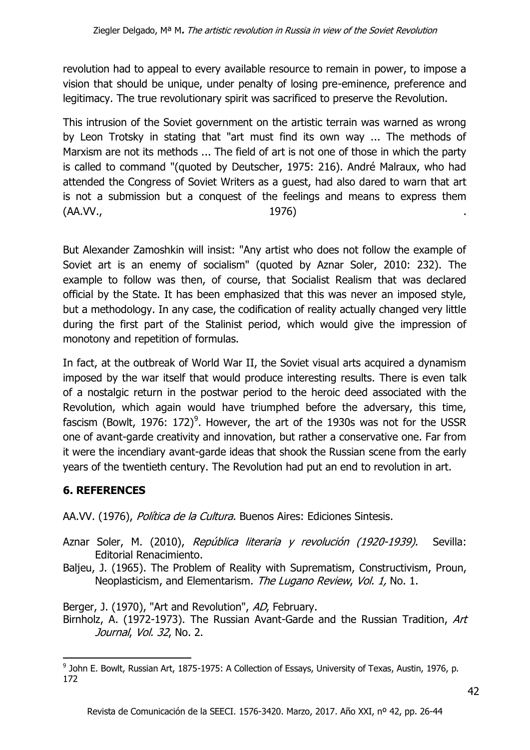revolution had to appeal to every available resource to remain in power, to impose a vision that should be unique, under penalty of losing pre-eminence, preference and legitimacy. The true revolutionary spirit was sacrificed to preserve the Revolution.

This intrusion of the Soviet government on the artistic terrain was warned as wrong by Leon Trotsky in stating that "art must find its own way ... The methods of Marxism are not its methods ... The field of art is not one of those in which the party is called to command "(quoted by Deutscher, 1975: 216). André Malraux, who had attended the Congress of Soviet Writers as a guest, had also dared to warn that art is not a submission but a conquest of the feelings and means to express them (AA.VV., 1976).

But Alexander Zamoshkin will insist: "Any artist who does not follow the example of Soviet art is an enemy of socialism" (quoted by Aznar Soler, 2010: 232). The example to follow was then, of course, that Socialist Realism that was declared official by the State. It has been emphasized that this was never an imposed style, but a methodology. In any case, the codification of reality actually changed very little during the first part of the Stalinist period, which would give the impression of monotony and repetition of formulas.

In fact, at the outbreak of World War II, the Soviet visual arts acquired a dynamism imposed by the war itself that would produce interesting results. There is even talk of a nostalgic return in the postwar period to the heroic deed associated with the Revolution, which again would have triumphed before the adversary, this time, fascism (Bowlt, 1976: 172)[9]. However, the art of the 1930s was not for the USSR one of avant-garde creativity and innovation, but rather a conservative one. Far from it were the incendiary avant-garde ideas that shook the Russian scene from the early years of the twentieth century. The Revolution had put an end to revolution in art.

## 6. REFERENCES

AA.VV. (1976), *Política de la Cultura*. Buenos Aires: Ediciones Sintesis.

Aznar Soler, M. (2010), *República literaria y revolución (1920-1939).* Sevilla: Editorial Renacimiento.

Baljeu, J. (1965). The Problem of Reality with Suprematism, Constructivism, Proun, Neoplasticism, and Elementarism. *The Lugano Review*, *Vol. 1,* No. 1.

Berger, J. (1970), "Art and Revolution", *AD*, February.

Birnholz, A. (1972-1973). The Russian Avant-Garde and the Russian Tradition, *Art Journal*, *Vol. 32*, No. 2.

---

[9] John E. Bowlt, Russian Art, 1875-1975: A Collection of Essays, University of Texas, Austin, 1976, p. 172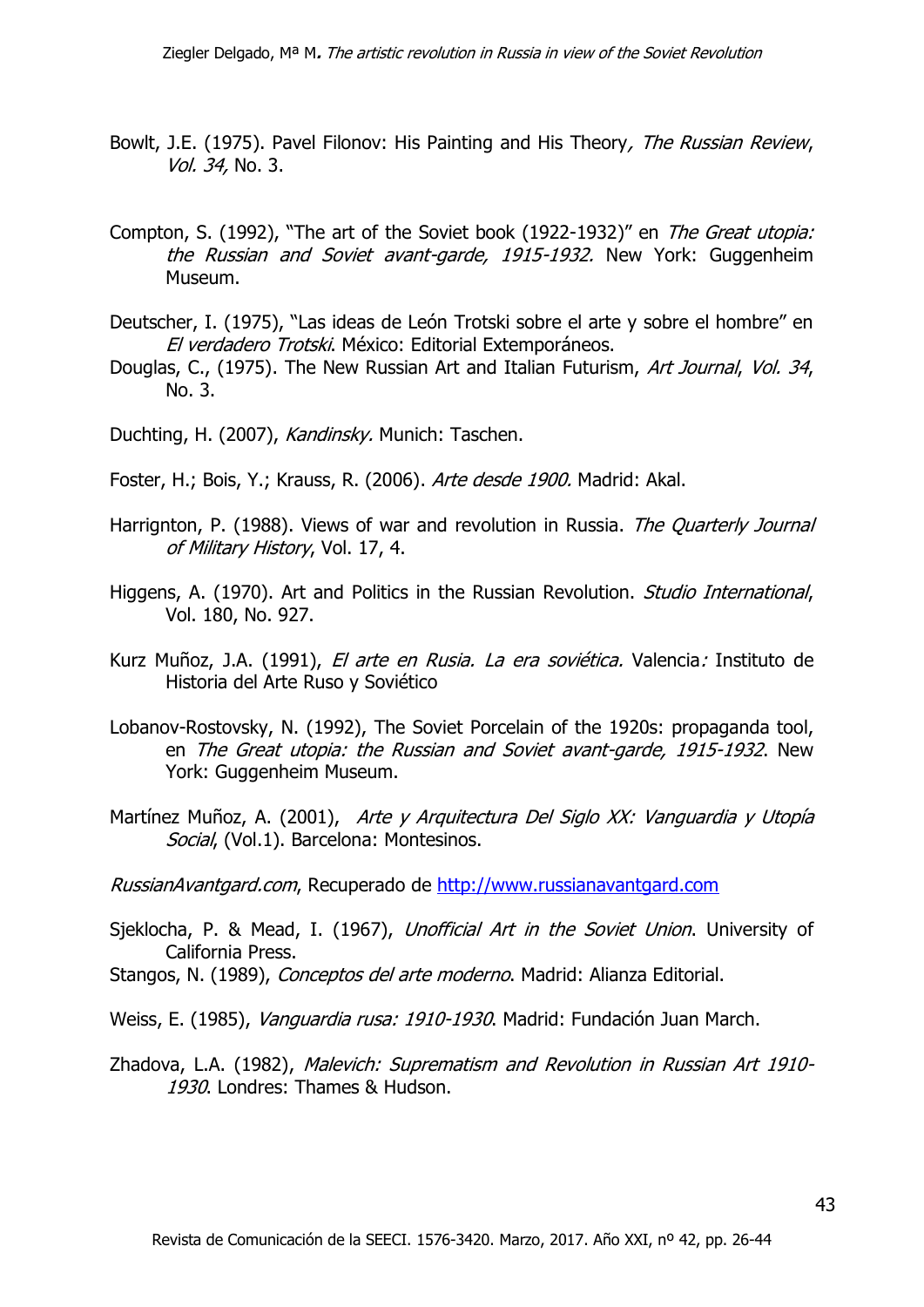Bowlt, J.E. (1975). Pavel Filonov: His Painting and His Theory*, The Russian Review*, *Vol. 34,* No. 3.

Compton, S. (1992), "The art of the Soviet book (1922-1932)" en *The Great utopia: the Russian and Soviet avant-garde, 1915-1932.* New York: Guggenheim Museum.

Deutscher, I. (1975), "Las ideas de León Trotski sobre el arte y sobre el hombre" en *El verdadero Trotski*. México: Editorial Extemporáneos.

Douglas, C., (1975). The New Russian Art and Italian Futurism, *Art Journal*, *Vol. 34*, No. 3.

Duchting, H. (2007), *Kandinsky.* Munich: Taschen.

Foster, H.; Bois, Y.; Krauss, R. (2006). *Arte desde 1900.* Madrid: Akal.

Harrignton, P. (1988). Views of war and revolution in Russia. *The Quarterly Journal of Military History*, Vol. 17, 4.

Higgens, A. (1970). Art and Politics in the Russian Revolution. *Studio International*, Vol. 180, No. 927.

Kurz Muñoz, J.A. (1991), *El arte en Rusia. La era soviética.* Valencia*:* Instituto de Historia del Arte Ruso y Soviético

Lobanov-Rostovsky, N. (1992), The Soviet Porcelain of the 1920s: propaganda tool, en *The Great utopia: the Russian and Soviet avant-garde, 1915-1932*. New York: Guggenheim Museum.

Martínez Muñoz, A. (2001), *Arte y Arquitectura Del Siglo XX: Vanguardia y Utopía Social*, (Vol.1). Barcelona: Montesinos.

*RussianAvantgard.com*, Recuperado de [http://www.russianavantgard.com](http://www.russianavantgard.com)

Sjeklocha, P. & Mead, I. (1967), *Unofficial Art in the Soviet Union*. University of California Press.

Stangos, N. (1989), *Conceptos del arte moderno*. Madrid: Alianza Editorial.

Weiss, E. (1985), *Vanguardia rusa: 1910-1930*. Madrid: Fundación Juan March.

Zhadova, L.A. (1982), *Malevich: Suprematism and Revolution in Russian Art 1910-1930*. Londres: Thames & Hudson.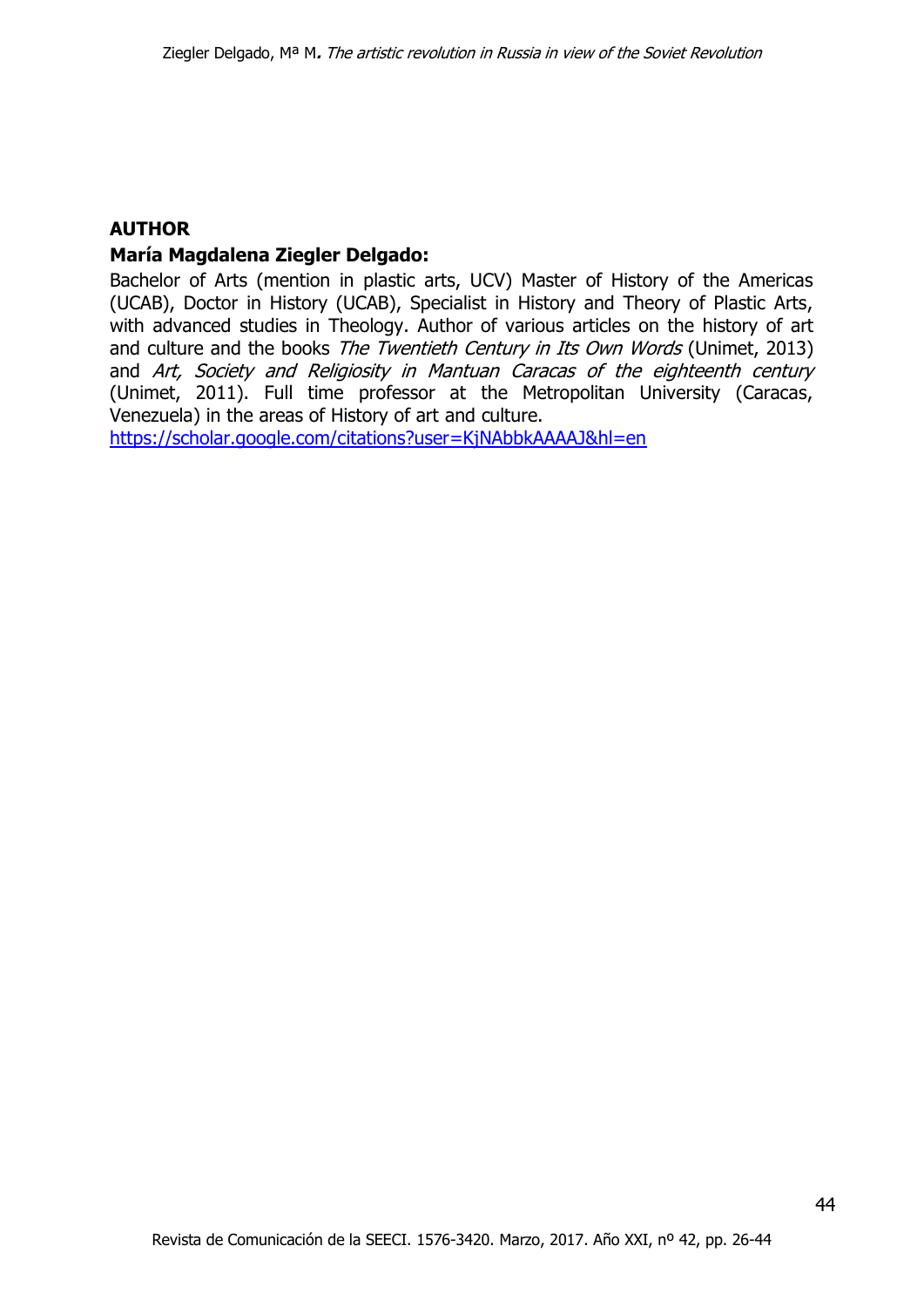**AUTHOR**

**María Magdalena Ziegler Delgado:**

Bachelor of Arts (mention in plastic arts, UCV) Master of History of the Americas (UCAB), Doctor in History (UCAB), Specialist in History and Theory of Plastic Arts, with advanced studies in Theology. Author of various articles on the history of art and culture and the books *The Twentieth Century in Its Own Words* (Unimet, 2013) and *Art, Society and Religiosity in Mantuan Caracas of the eighteenth century* (Unimet, 2011). Full time professor at the Metropolitan University (Caracas, Venezuela) in the areas of History of art and culture.
https://scholar.google.com/citations?user=KjNAbbkAAAAJ&hl=en